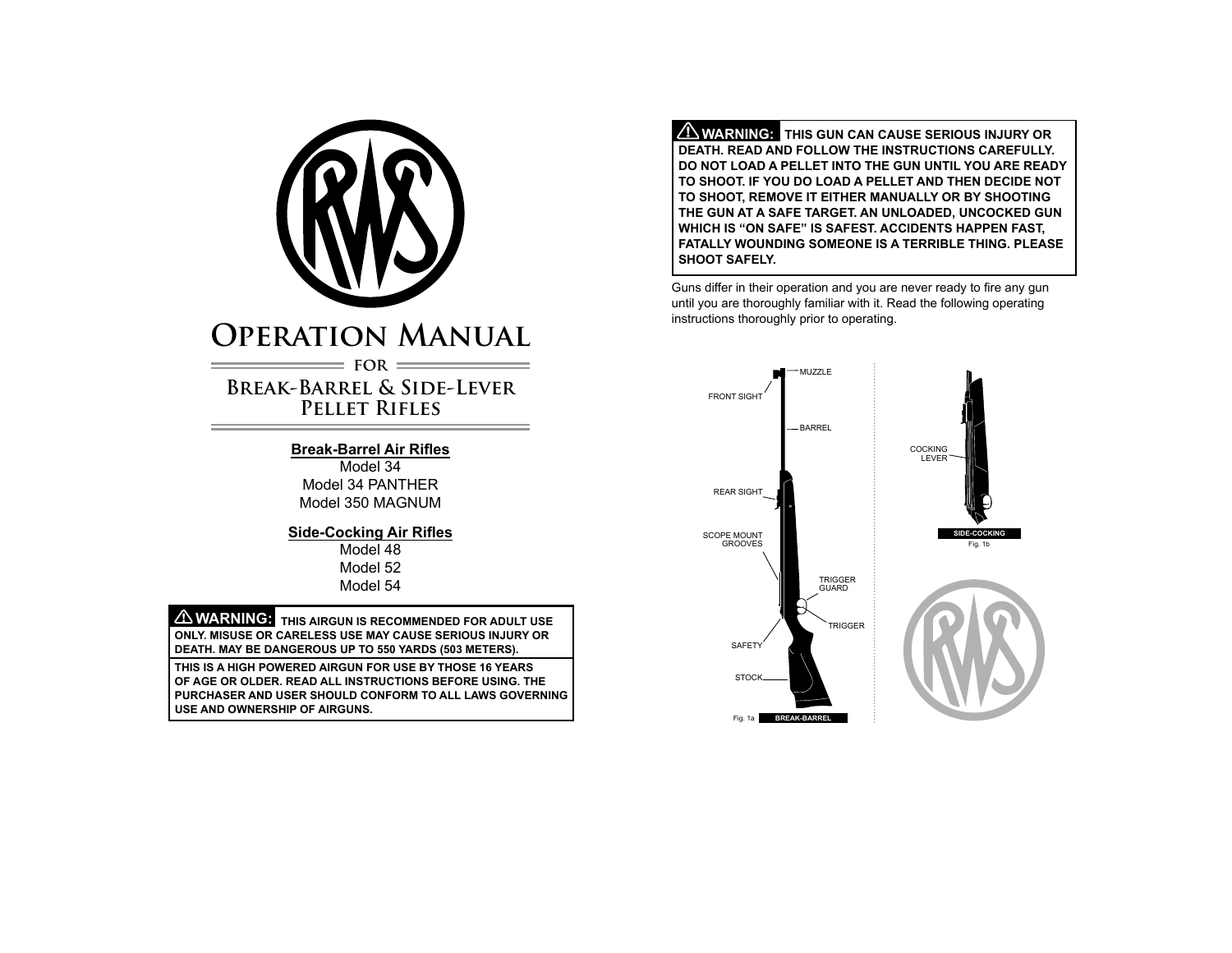# Operation Manual

for

## Break-Barrel & Side-Lever Pellet Rifles

**Break-Barrel Air Rifles**

Model 34
Model 34 PANTHER
Model 350 MAGNUM

**Side-Cocking Air Rifles**

Model 48
Model 52
Model 54

**⚠ WARNING:** THIS AIRGUN IS RECOMMENDED FOR ADULT USE ONLY. MISUSE OR CARELESS USE MAY CAUSE SERIOUS INJURY OR DEATH. MAY BE DANGEROUS UP TO 550 YARDS (503 METERS).

THIS IS A HIGH POWERED AIRGUN FOR USE BY THOSE 16 YEARS OF AGE OR OLDER. READ ALL INSTRUCTIONS BEFORE USING. THE PURCHASER AND USER SHOULD CONFORM TO ALL LAWS GOVERNING USE AND OWNERSHIP OF AIRGUNS.

**⚠ WARNING:** THIS GUN CAN CAUSE SERIOUS INJURY OR DEATH. READ AND FOLLOW THE INSTRUCTIONS CAREFULLY. DO NOT LOAD A PELLET INTO THE GUN UNTIL YOU ARE READY TO SHOOT. IF YOU DO LOAD A PELLET AND THEN DECIDE NOT TO SHOOT, REMOVE IT EITHER MANUALLY OR BY SHOOTING THE GUN AT A SAFE TARGET. AN UNLOADED, UNCOCKED GUN WHICH IS "ON SAFE" IS SAFEST. ACCIDENTS HAPPEN FAST, FATALLY WOUNDING SOMEONE IS A TERRIBLE THING. PLEASE SHOOT SAFELY.

Guns differ in their operation and you are never ready to fire any gun until you are thoroughly familiar with it. Read the following operating instructions thoroughly prior to operating.

MUZZLE
FRONT SIGHT
BARREL
REAR SIGHT
SCOPE MOUNT GROOVES
TRIGGER GUARD
TRIGGER
SAFETY
STOCK

Fig. 1a BREAK-BARREL

COCKING LEVER

SIDE-COCKING
Fig. 1b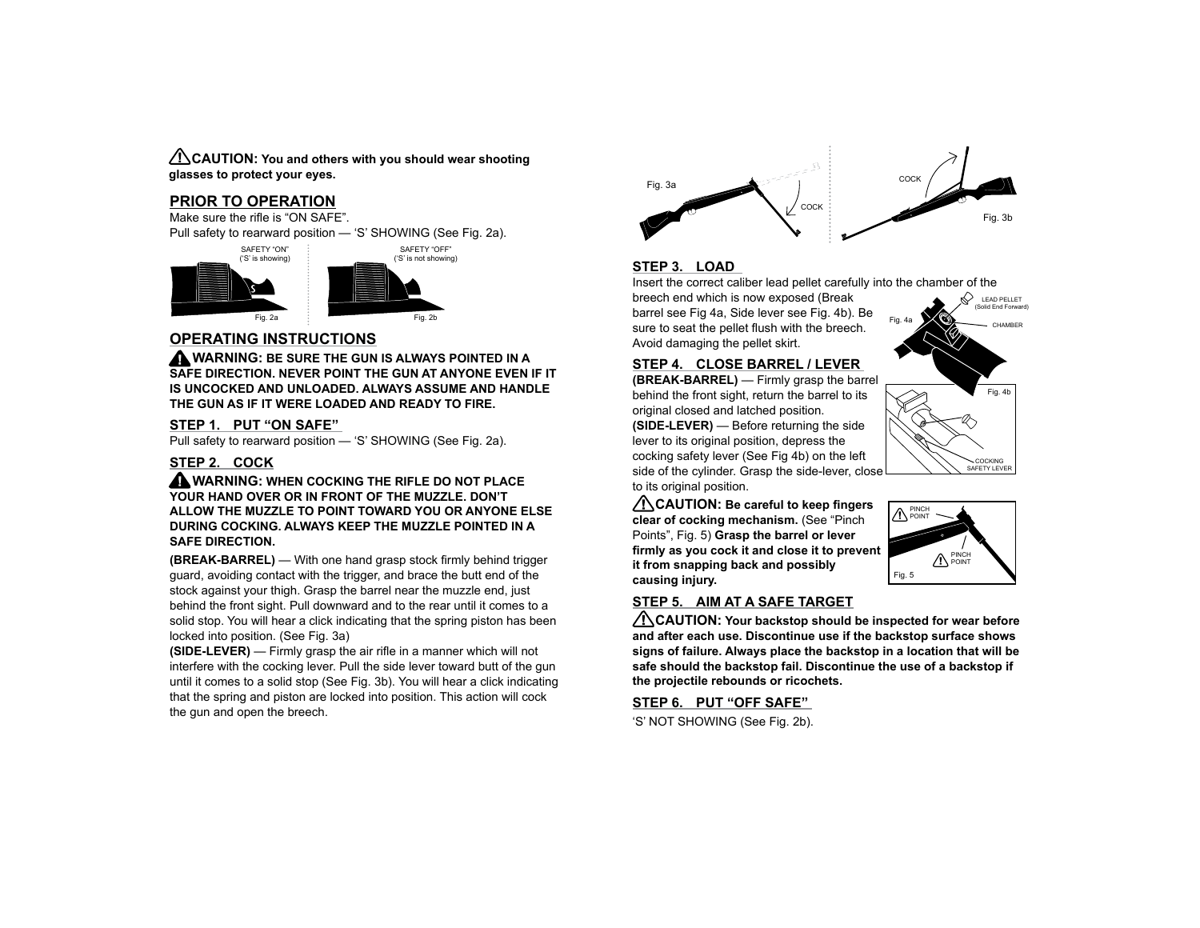⚠ **CAUTION: You and others with you should wear shooting glasses to protect your eyes.**

## PRIOR TO OPERATION

Make sure the rifle is "ON SAFE".
Pull safety to rearward position — 'S' SHOWING (See Fig. 2a).

SAFETY "ON" ('S' is showing)

Fig. 2a

SAFETY "OFF" ('S' is not showing)

Fig. 2b

## OPERATING INSTRUCTIONS

⚠ **WARNING: BE SURE THE GUN IS ALWAYS POINTED IN A SAFE DIRECTION. NEVER POINT THE GUN AT ANYONE EVEN IF IT IS UNCOCKED AND UNLOADED. ALWAYS ASSUME AND HANDLE THE GUN AS IF IT WERE LOADED AND READY TO FIRE.**

### STEP 1. PUT "ON SAFE"

Pull safety to rearward position — 'S' SHOWING (See Fig. 2a).

### STEP 2. COCK

⚠ **WARNING: WHEN COCKING THE RIFLE DO NOT PLACE YOUR HAND OVER OR IN FRONT OF THE MUZZLE. DON'T ALLOW THE MUZZLE TO POINT TOWARD YOU OR ANYONE ELSE DURING COCKING. ALWAYS KEEP THE MUZZLE POINTED IN A SAFE DIRECTION.**

**(BREAK-BARREL)** — With one hand grasp stock firmly behind trigger guard, avoiding contact with the trigger, and brace the butt end of the stock against your thigh. Grasp the barrel near the muzzle end, just behind the front sight. Pull downward and to the rear until it comes to a solid stop. You will hear a click indicating that the spring piston has been locked into position. (See Fig. 3a)

**(SIDE-LEVER)** — Firmly grasp the air rifle in a manner which will not interfere with the cocking lever. Pull the side lever toward butt of the gun until it comes to a solid stop (See Fig. 3b). You will hear a click indicating that the spring and piston are locked into position. This action will cock the gun and open the breech.

Fig. 3a — COCK

Fig. 3b — COCK

### STEP 3. LOAD

Insert the correct caliber lead pellet carefully into the chamber of the breech end which is now exposed (Break barrel see Fig 4a, Side lever see Fig. 4b). Be sure to seat the pellet flush with the breech. Avoid damaging the pellet skirt.

Fig. 4a — LEAD PELLET (Solid End Forward); CHAMBER

### STEP 4. CLOSE BARREL / LEVER

**(BREAK-BARREL)** — Firmly grasp the barrel behind the front sight, return the barrel to its original closed and latched position.

**(SIDE-LEVER)** — Before returning the side lever to its original position, depress the cocking safety lever (See Fig 4b) on the left side of the cylinder. Grasp the side-lever, close to its original position.

Fig. 4b — COCKING SAFETY LEVER

⚠ **CAUTION: Be careful to keep fingers clear of cocking mechanism.** (See "Pinch Points", Fig. 5) **Grasp the barrel or lever firmly as you cock it and close it to prevent it from snapping back and possibly causing injury.**

Fig. 5 — PINCH POINT; PINCH POINT

### STEP 5. AIM AT A SAFE TARGET

⚠ **CAUTION: Your backstop should be inspected for wear before and after each use. Discontinue use if the backstop surface shows signs of failure. Always place the backstop in a location that will be safe should the backstop fail. Discontinue the use of a backstop if the projectile rebounds or ricochets.**

### STEP 6. PUT "OFF SAFE"

'S' NOT SHOWING (See Fig. 2b).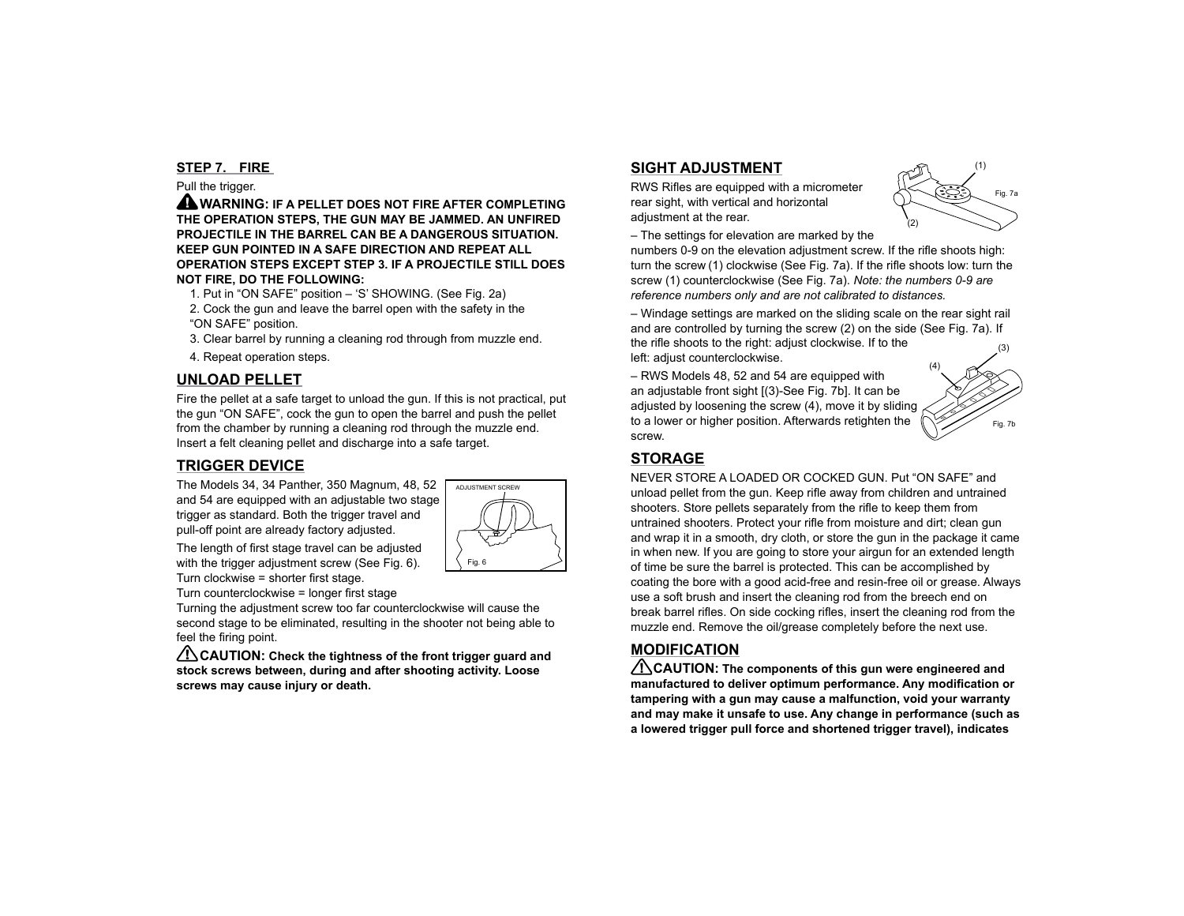## STEP 7. FIRE

Pull the trigger.

**⚠ WARNING: IF A PELLET DOES NOT FIRE AFTER COMPLETING THE OPERATION STEPS, THE GUN MAY BE JAMMED. AN UNFIRED PROJECTILE IN THE BARREL CAN BE A DANGEROUS SITUATION. KEEP GUN POINTED IN A SAFE DIRECTION AND REPEAT ALL OPERATION STEPS EXCEPT STEP 3. IF A PROJECTILE STILL DOES NOT FIRE, DO THE FOLLOWING:**

1. Put in "ON SAFE" position – 'S' SHOWING. (See Fig. 2a)
2. Cock the gun and leave the barrel open with the safety in the "ON SAFE" position.
3. Clear barrel by running a cleaning rod through from muzzle end.
4. Repeat operation steps.

## UNLOAD PELLET

Fire the pellet at a safe target to unload the gun. If this is not practical, put the gun "ON SAFE", cock the gun to open the barrel and push the pellet from the chamber by running a cleaning rod through the muzzle end. Insert a felt cleaning pellet and discharge into a safe target.

## TRIGGER DEVICE

The Models 34, 34 Panther, 350 Magnum, 48, 52 and 54 are equipped with an adjustable two stage trigger as standard. Both the trigger travel and pull-off point are already factory adjusted.

The length of first stage travel can be adjusted with the trigger adjustment screw (See Fig. 6).

ADJUSTMENT SCREW

Fig. 6

Turn clockwise = shorter first stage.
Turn counterclockwise = longer first stage

Turning the adjustment screw too far counterclockwise will cause the second stage to be eliminated, resulting in the shooter not being able to feel the firing point.

**⚠ CAUTION: Check the tightness of the front trigger guard and stock screws between, during and after shooting activity. Loose screws may cause injury or death.**

## SIGHT ADJUSTMENT

RWS Rifles are equipped with a micrometer rear sight, with vertical and horizontal adjustment at the rear.

(1)

(2)

Fig. 7a

– The settings for elevation are marked by the numbers 0-9 on the elevation adjustment screw. If the rifle shoots high: turn the screw (1) clockwise (See Fig. 7a). If the rifle shoots low: turn the screw (1) counterclockwise (See Fig. 7a). *Note: the numbers 0-9 are reference numbers only and are not calibrated to distances.*

– Windage settings are marked on the sliding scale on the rear sight rail and are controlled by turning the screw (2) on the side (See Fig. 7a). If the rifle shoots to the right: adjust clockwise. If to the left: adjust counterclockwise.

– RWS Models 48, 52 and 54 are equipped with an adjustable front sight [(3)-See Fig. 7b]. It can be adjusted by loosening the screw (4), move it by sliding to a lower or higher position. Afterwards retighten the screw.

(3)

(4)

Fig. 7b

## STORAGE

NEVER STORE A LOADED OR COCKED GUN. Put "ON SAFE" and unload pellet from the gun. Keep rifle away from children and untrained shooters. Store pellets separately from the rifle to keep them from untrained shooters. Protect your rifle from moisture and dirt; clean gun and wrap it in a smooth, dry cloth, or store the gun in the package it came in when new. If you are going to store your airgun for an extended length of time be sure the barrel is protected. This can be accomplished by coating the bore with a good acid-free and resin-free oil or grease. Always use a soft brush and insert the cleaning rod from the breech end on break barrel rifles. On side cocking rifles, insert the cleaning rod from the muzzle end. Remove the oil/grease completely before the next use.

## MODIFICATION

**⚠ CAUTION: The components of this gun were engineered and manufactured to deliver optimum performance. Any modification or tampering with a gun may cause a malfunction, void your warranty and may make it unsafe to use. Any change in performance (such as a lowered trigger pull force and shortened trigger travel), indicates**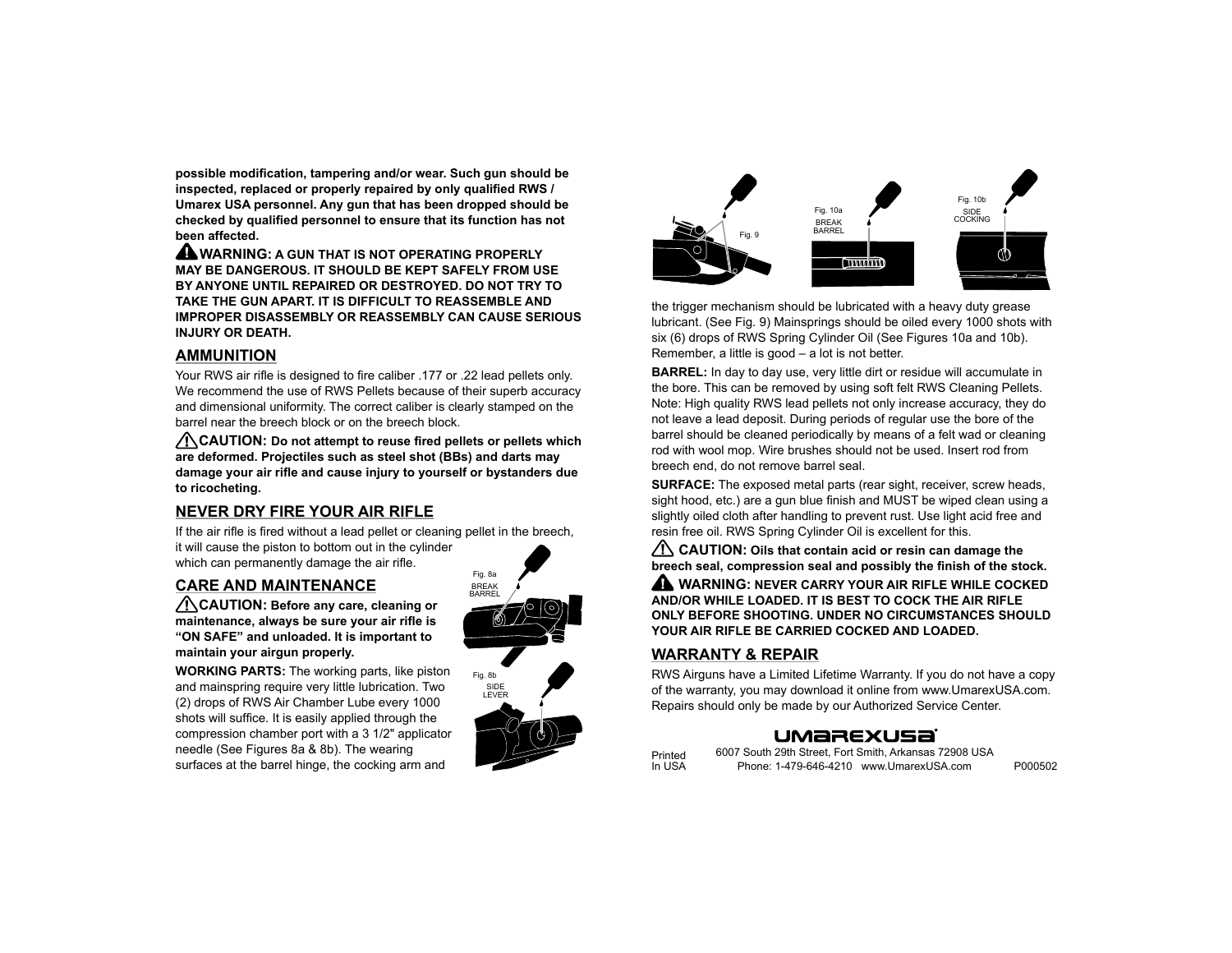**possible modification, tampering and/or wear. Such gun should be inspected, replaced or properly repaired by only qualified RWS / Umarex USA personnel. Any gun that has been dropped should be checked by qualified personnel to ensure that its function has not been affected.**

**⚠ WARNING: A GUN THAT IS NOT OPERATING PROPERLY MAY BE DANGEROUS. IT SHOULD BE KEPT SAFELY FROM USE BY ANYONE UNTIL REPAIRED OR DESTROYED. DO NOT TRY TO TAKE THE GUN APART. IT IS DIFFICULT TO REASSEMBLE AND IMPROPER DISASSEMBLY OR REASSEMBLY CAN CAUSE SERIOUS INJURY OR DEATH.**

## AMMUNITION

Your RWS air rifle is designed to fire caliber .177 or .22 lead pellets only. We recommend the use of RWS Pellets because of their superb accuracy and dimensional uniformity. The correct caliber is clearly stamped on the barrel near the breech block or on the breech block.

**⚠ CAUTION: Do not attempt to reuse fired pellets or pellets which are deformed. Projectiles such as steel shot (BBs) and darts may damage your air rifle and cause injury to yourself or bystanders due to ricocheting.**

## NEVER DRY FIRE YOUR AIR RIFLE

If the air rifle is fired without a lead pellet or cleaning pellet in the breech, it will cause the piston to bottom out in the cylinder which can permanently damage the air rifle.

## CARE AND MAINTENANCE

**⚠ CAUTION: Before any care, cleaning or maintenance, always be sure your air rifle is "ON SAFE" and unloaded. It is important to maintain your airgun properly.**

**WORKING PARTS:** The working parts, like piston and mainspring require very little lubrication. Two (2) drops of RWS Air Chamber Lube every 1000 shots will suffice. It is easily applied through the compression chamber port with a 3 1/2" applicator needle (See Figures 8a & 8b). The wearing surfaces at the barrel hinge, the cocking arm and the trigger mechanism should be lubricated with a heavy duty grease lubricant. (See Fig. 9) Mainsprings should be oiled every 1000 shots with six (6) drops of RWS Spring Cylinder Oil (See Figures 10a and 10b). Remember, a little is good – a lot is not better.

Fig. 8a BREAK BARREL

Fig. 8b SIDE LEVER

Fig. 9

Fig. 10a BREAK BARREL

Fig. 10b SIDE COCKING

**BARREL:** In day to day use, very little dirt or residue will accumulate in the bore. This can be removed by using soft felt RWS Cleaning Pellets. Note: High quality RWS lead pellets not only increase accuracy, they do not leave a lead deposit. During periods of regular use the bore of the barrel should be cleaned periodically by means of a felt wad or cleaning rod with wool mop. Wire brushes should not be used. Insert rod from breech end, do not remove barrel seal.

**SURFACE:** The exposed metal parts (rear sight, receiver, screw heads, sight hood, etc.) are a gun blue finish and MUST be wiped clean using a slightly oiled cloth after handling to prevent rust. Use light acid free and resin free oil. RWS Spring Cylinder Oil is excellent for this.

**⚠ CAUTION: Oils that contain acid or resin can damage the breech seal, compression seal and possibly the finish of the stock.**

**⚠ WARNING: NEVER CARRY YOUR AIR RIFLE WHILE COCKED AND/OR WHILE LOADED. IT IS BEST TO COCK THE AIR RIFLE ONLY BEFORE SHOOTING. UNDER NO CIRCUMSTANCES SHOULD YOUR AIR RIFLE BE CARRIED COCKED AND LOADED.**

## WARRANTY & REPAIR

RWS Airguns have a Limited Lifetime Warranty. If you do not have a copy of the warranty, you may download it online from www.UmarexUSA.com. Repairs should only be made by our Authorized Service Center.

UMAREXUSA

6007 South 29th Street, Fort Smith, Arkansas 72908 USA
Phone: 1-479-646-4210 www.UmarexUSA.com

Printed In USA

P000502